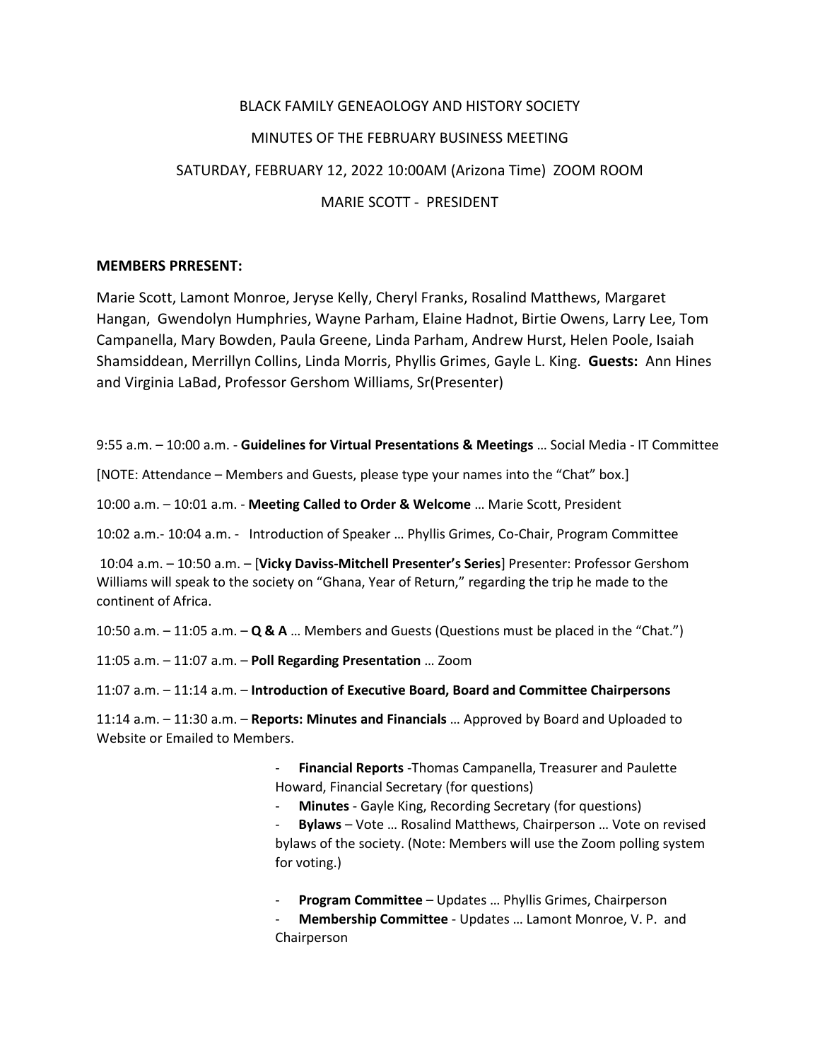BLACK FAMILY GENEAOLOGY AND HISTORY SOCIETY

MINUTES OF THE FEBRUARY BUSINESS MEETING

SATURDAY, FEBRUARY 12, 2022 10:00AM (Arizona Time) ZOOM ROOM

MARIE SCOTT - PRESIDENT

**MEMBERS PRRESENT:**

Marie Scott, Lamont Monroe, Jeryse Kelly, Cheryl Franks, Rosalind Matthews, Margaret Hangan, Gwendolyn Humphries, Wayne Parham, Elaine Hadnot, Birtie Owens, Larry Lee, Tom Campanella, Mary Bowden, Paula Greene, Linda Parham, Andrew Hurst, Helen Poole, Isaiah Shamsiddean, Merrillyn Collins, Linda Morris, Phyllis Grimes, Gayle L. King. **Guests:** Ann Hines and Virginia LaBad, Professor Gershom Williams, Sr(Presenter)

9:55 a.m. – 10:00 a.m. - **Guidelines for Virtual Presentations & Meetings** … Social Media - IT Committee

[NOTE: Attendance – Members and Guests, please type your names into the "Chat" box.]

10:00 a.m. – 10:01 a.m. - **Meeting Called to Order & Welcome** … Marie Scott, President

10:02 a.m.- 10:04 a.m. - Introduction of Speaker … Phyllis Grimes, Co-Chair, Program Committee

10:04 a.m. – 10:50 a.m. – [**Vicky Daviss-Mitchell Presenter's Series**] Presenter: Professor Gershom Williams will speak to the society on "Ghana, Year of Return," regarding the trip he made to the continent of Africa.

10:50 a.m. – 11:05 a.m. – **Q & A** … Members and Guests (Questions must be placed in the "Chat.")

11:05 a.m. – 11:07 a.m. – **Poll Regarding Presentation** … Zoom

11:07 a.m. – 11:14 a.m. – **Introduction of Executive Board, Board and Committee Chairpersons**

11:14 a.m. – 11:30 a.m. – **Reports: Minutes and Financials** … Approved by Board and Uploaded to Website or Emailed to Members.

- **Financial Reports** -Thomas Campanella, Treasurer and Paulette Howard, Financial Secretary (for questions)
- **Minutes** - Gayle King, Recording Secretary (for questions)
- **Bylaws** – Vote … Rosalind Matthews, Chairperson … Vote on revised bylaws of the society. (Note: Members will use the Zoom polling system for voting.)
- **Program Committee** – Updates … Phyllis Grimes, Chairperson
- **Membership Committee** - Updates … Lamont Monroe, V. P. and Chairperson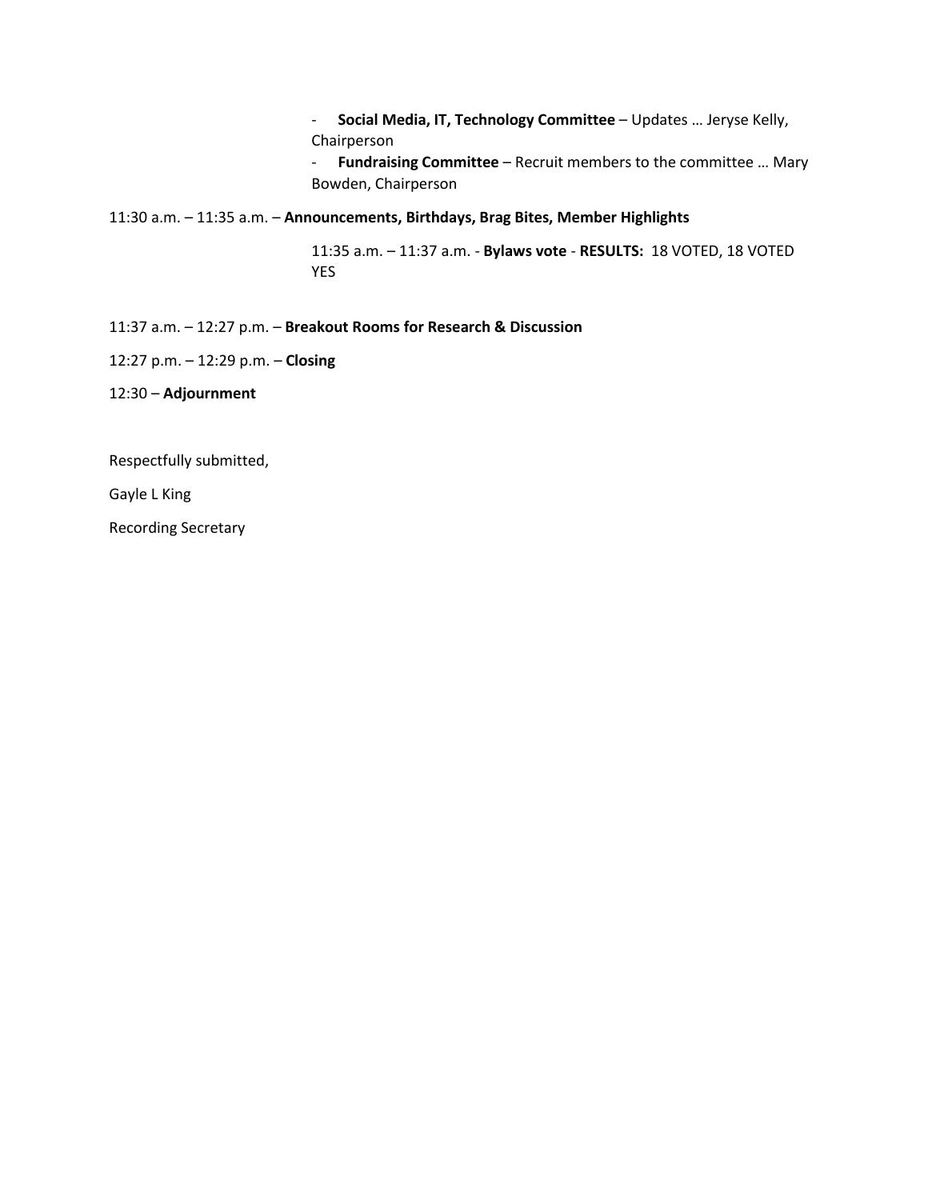- **Social Media, IT, Technology Committee** – Updates … Jeryse Kelly, Chairperson
- **Fundraising Committee** – Recruit members to the committee … Mary Bowden, Chairperson

11:30 a.m. – 11:35 a.m. – **Announcements, Birthdays, Brag Bites, Member Highlights**

11:35 a.m. – 11:37 a.m. - **Bylaws vote** - **RESULTS:** 18 VOTED, 18 VOTED YES

11:37 a.m. – 12:27 p.m. – **Breakout Rooms for Research & Discussion**

12:27 p.m. – 12:29 p.m. – **Closing**

12:30 – **Adjournment**

Respectfully submitted,

Gayle L King

Recording Secretary